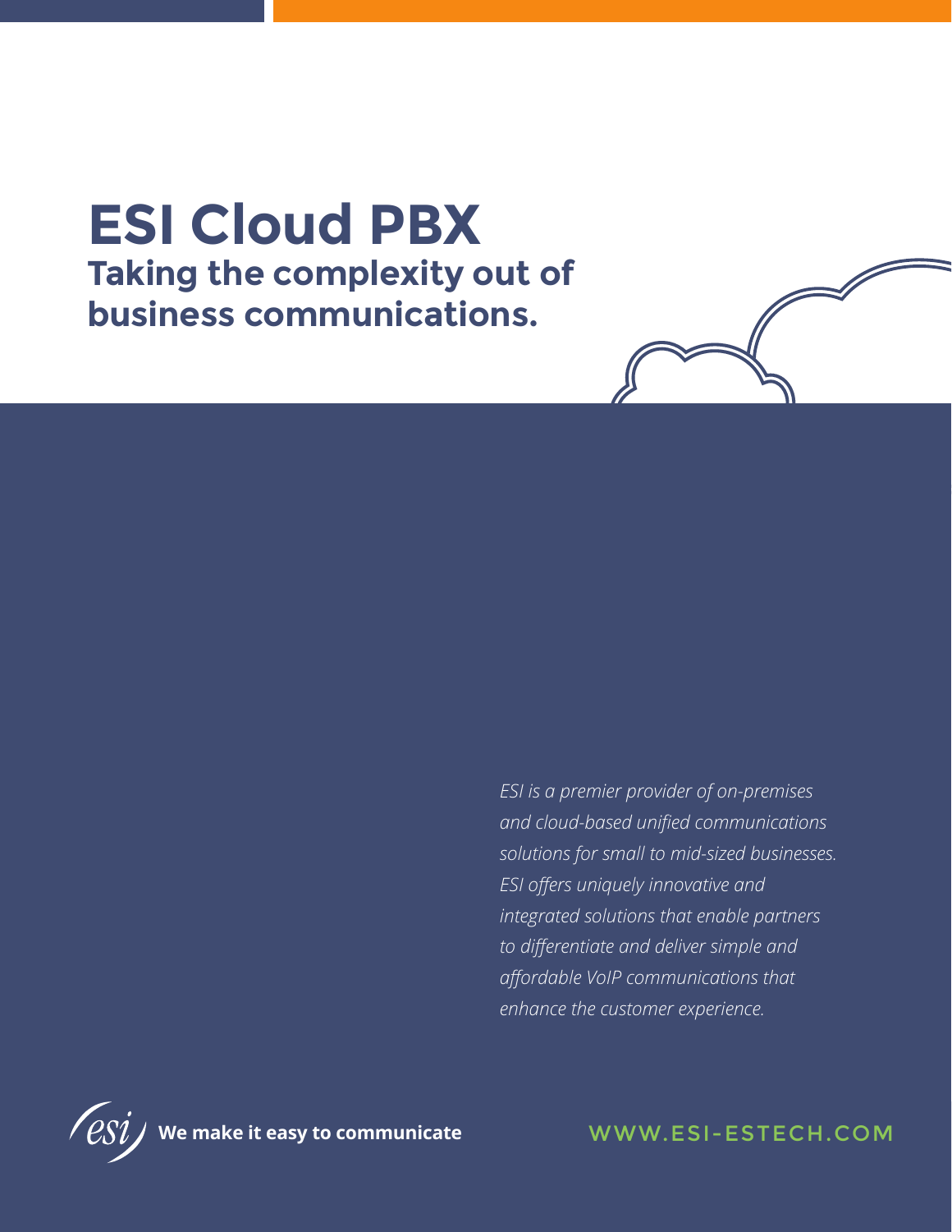# ESI Cloud PBX

## Taking the complexity out of business communications.

*ESI is a premier provider of on-premises and cloud-based unified communications solutions for small to mid-sized businesses. ESI offers uniquely innovative and integrated solutions that enable partners to differentiate and deliver simple and affordable VoIP communications that enhance the customer experience.*

esi **We make it easy to communicate**

WWW.ESI-ESTECH.COM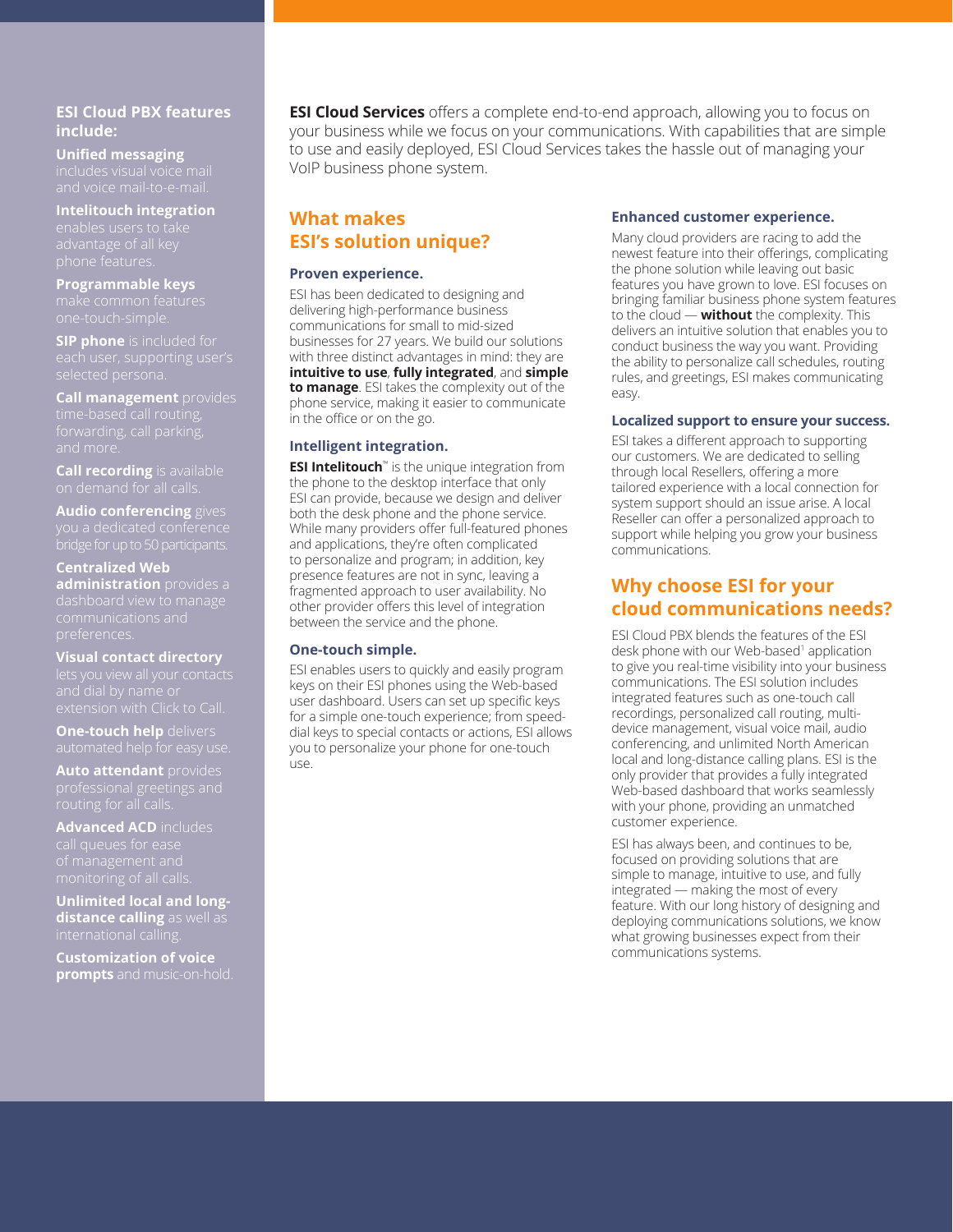**ESI Cloud Services** offers a complete end-to-end approach, allowing you to focus on your business while we focus on your communications. With capabilities that are simple to use and easily deployed, ESI Cloud Services takes the hassle out of managing your VoIP business phone system.

## What makes ESI's solution unique?

### Proven experience.

ESI has been dedicated to designing and delivering high-performance business communications for small to mid-sized businesses for 27 years. We build our solutions with three distinct advantages in mind: they are **intuitive to use**, **fully integrated**, and **simple to manage**. ESI takes the complexity out of the phone service, making it easier to communicate in the office or on the go.

### Intelligent integration.

**ESI Intelitouch**™ is the unique integration from the phone to the desktop interface that only ESI can provide, because we design and deliver both the desk phone and the phone service. While many providers offer full-featured phones and applications, they're often complicated to personalize and program; in addition, key presence features are not in sync, leaving a fragmented approach to user availability. No other provider offers this level of integration between the service and the phone.

### One-touch simple.

ESI enables users to quickly and easily program keys on their ESI phones using the Web-based user dashboard. Users can set up specific keys for a simple one-touch experience; from speed-dial keys to special contacts or actions, ESI allows you to personalize your phone for one-touch use.

### Enhanced customer experience.

Many cloud providers are racing to add the newest feature into their offerings, complicating the phone solution while leaving out basic features you have grown to love. ESI focuses on bringing familiar business phone system features to the cloud — **without** the complexity. This delivers an intuitive solution that enables you to conduct business the way you want. Providing the ability to personalize call schedules, routing rules, and greetings, ESI makes communicating easy.

### Localized support to ensure your success.

ESI takes a different approach to supporting our customers. We are dedicated to selling through local Resellers, offering a more tailored experience with a local connection for system support should an issue arise. A local Reseller can offer a personalized approach to support while helping you grow your business communications.

## Why choose ESI for your cloud communications needs?

ESI Cloud PBX blends the features of the ESI desk phone with our Web-based[1] application to give you real-time visibility into your business communications. The ESI solution includes integrated features such as one-touch call recordings, personalized call routing, multi-device management, visual voice mail, audio conferencing, and unlimited North American local and long-distance calling plans. ESI is the only provider that provides a fully integrated Web-based dashboard that works seamlessly with your phone, providing an unmatched customer experience.

ESI has always been, and continues to be, focused on providing solutions that are simple to manage, intuitive to use, and fully integrated — making the most of every feature. With our long history of designing and deploying communications solutions, we know what growing businesses expect from their communications systems.

### ESI Cloud PBX features include:

- **Unified messaging** includes visual voice mail and voice mail-to-e-mail.
- **Intelitouch integration** enables users to take advantage of all key phone features.
- **Programmable keys** make common features one-touch-simple.
- **SIP phone** is included for each user, supporting user's selected persona.
- **Call management** provides time-based call routing, forwarding, call parking, and more.
- **Call recording** is available on demand for all calls.
- **Audio conferencing** gives you a dedicated conference bridge for up to 50 participants.
- **Centralized Web administration** provides a dashboard view to manage communications and preferences.
- **Visual contact directory** lets you view all your contacts and dial by name or extension with Click to Call.
- **One-touch help** delivers automated help for easy use.
- **Auto attendant** provides professional greetings and routing for all calls.
- **Advanced ACD** includes call queues for ease of management and monitoring of all calls.
- **Unlimited local and long-distance calling** as well as international calling.
- **Customization of voice prompts** and music-on-hold.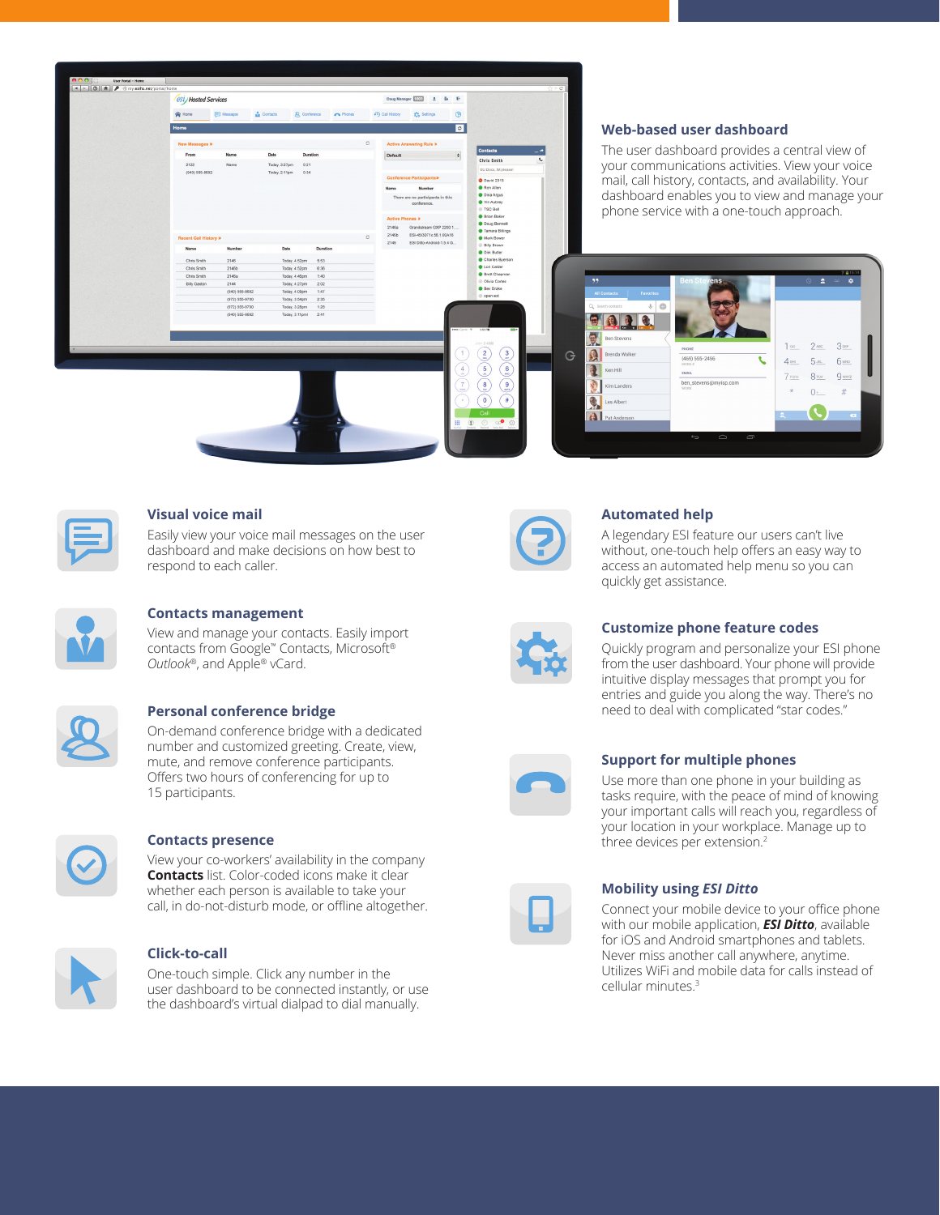## Web-based user dashboard

The user dashboard provides a central view of your communications activities. View your voice mail, call history, contacts, and availability. Your dashboard enables you to view and manage your phone service with a one-touch approach.

### Visual voice mail

Easily view your voice mail messages on the user dashboard and make decisions on how best to respond to each caller.

### Contacts management

View and manage your contacts. Easily import contacts from Google™ Contacts, Microsoft® *Outlook*®, and Apple® vCard.

### Personal conference bridge

On-demand conference bridge with a dedicated number and customized greeting. Create, view, mute, and remove conference participants. Offers two hours of conferencing for up to 15 participants.

### Contacts presence

View your co-workers' availability in the company **Contacts** list. Color-coded icons make it clear whether each person is available to take your call, in do-not-disturb mode, or offline altogether.

### Click-to-call

One-touch simple. Click any number in the user dashboard to be connected instantly, or use the dashboard's virtual dialpad to dial manually.

### Automated help

A legendary ESI feature our users can't live without, one-touch help offers an easy way to access an automated help menu so you can quickly get assistance.

### Customize phone feature codes

Quickly program and personalize your ESI phone from the user dashboard. Your phone will provide intuitive display messages that prompt you for entries and guide you along the way. There's no need to deal with complicated "star codes."

### Support for multiple phones

Use more than one phone in your building as tasks require, with the peace of mind of knowing your important calls will reach you, regardless of your location in your workplace. Manage up to three devices per extension.[2]

### Mobility using *ESI Ditto*

Connect your mobile device to your office phone with our mobile application, ***ESI Ditto***, available for iOS and Android smartphones and tablets. Never miss another call anywhere, anytime. Utilizes WiFi and mobile data for calls instead of cellular minutes.[3]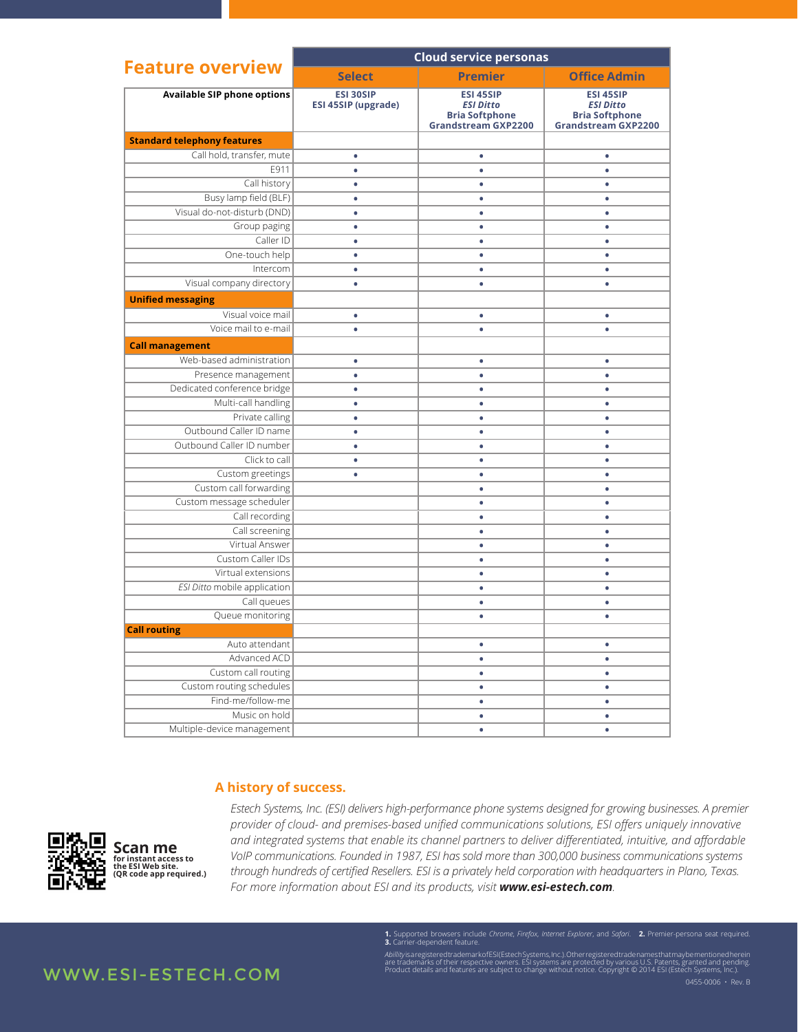## Feature overview

| | Cloud service personas | | |
|---|---|---|---|
| | **Select** | **Premier** | **Office Admin** |
| **Available SIP phone options** | **ESI 30SIP**<br>**ESI 45SIP (upgrade)** | **ESI 45SIP**<br>***ESI Ditto***<br>**Bria Softphone**<br>**Grandstream GXP2200** | **ESI 45SIP**<br>***ESI Ditto***<br>**Bria Softphone**<br>**Grandstream GXP2200** |
| **Standard telephony features** | | | |
| Call hold, transfer, mute | • | • | • |
| E911 | • | • | • |
| Call history | • | • | • |
| Busy lamp field (BLF) | • | • | • |
| Visual do-not-disturb (DND) | • | • | • |
| Group paging | • | • | • |
| Caller ID | • | • | • |
| One-touch help | • | • | • |
| Intercom | • | • | • |
| Visual company directory | • | • | • |
| **Unified messaging** | | | |
| Visual voice mail | • | • | • |
| Voice mail to e-mail | • | • | • |
| **Call management** | | | |
| Web-based administration | • | • | • |
| Presence management | • | • | • |
| Dedicated conference bridge | • | • | • |
| Multi-call handling | • | • | • |
| Private calling | • | • | • |
| Outbound Caller ID name | • | • | • |
| Outbound Caller ID number | • | • | • |
| Click to call | • | • | • |
| Custom greetings | • | • | • |
| Custom call forwarding | | • | • |
| Custom message scheduler | | • | • |
| Call recording | | • | • |
| Call screening | | • | • |
| Virtual Answer | | • | • |
| Custom Caller IDs | | • | • |
| Virtual extensions | | • | • |
| *ESI Ditto* mobile application | | • | • |
| Call queues | | • | • |
| Queue monitoring | | • | • |
| **Call routing** | | | |
| Auto attendant | | • | • |
| Advanced ACD | | • | • |
| Custom call routing | | • | • |
| Custom routing schedules | | • | • |
| Find-me/follow-me | | • | • |
| Music on hold | | • | • |
| Multiple-device management | | • | • |

## A history of success.

*Estech Systems, Inc. (ESI) delivers high-performance phone systems designed for growing businesses. A premier provider of cloud- and premises-based unified communications solutions, ESI offers uniquely innovative and integrated systems that enable its channel partners to deliver differentiated, intuitive, and affordable VoIP communications. Founded in 1987, ESI has sold more than 300,000 business communications systems through hundreds of certified Resellers. ESI is a privately held corporation with headquarters in Plano, Texas. For more information about ESI and its products, visit **www.esi-estech.com**.*

**Scan me**
**for instant access to the ESI Web site. (QR code app required.)**

**1.** Supported browsers include *Chrome*, *Firefox*, *Internet Explorer*, and *Safari*. **2.** Premier-persona seat required. **3.** Carrier-dependent feature.

*Abillity* is a registered trademark of ESI (Estech Systems, Inc.). Other registered trade names that may be mentioned herein are trademarks of their respective owners. ESI systems are protected by various U.S. Patents, granted and pending. Product details and features are subject to change without notice. Copyright © 2014 ESI (Estech Systems, Inc.).

0455-0006 • Rev. B

WWW.ESI-ESTECH.COM